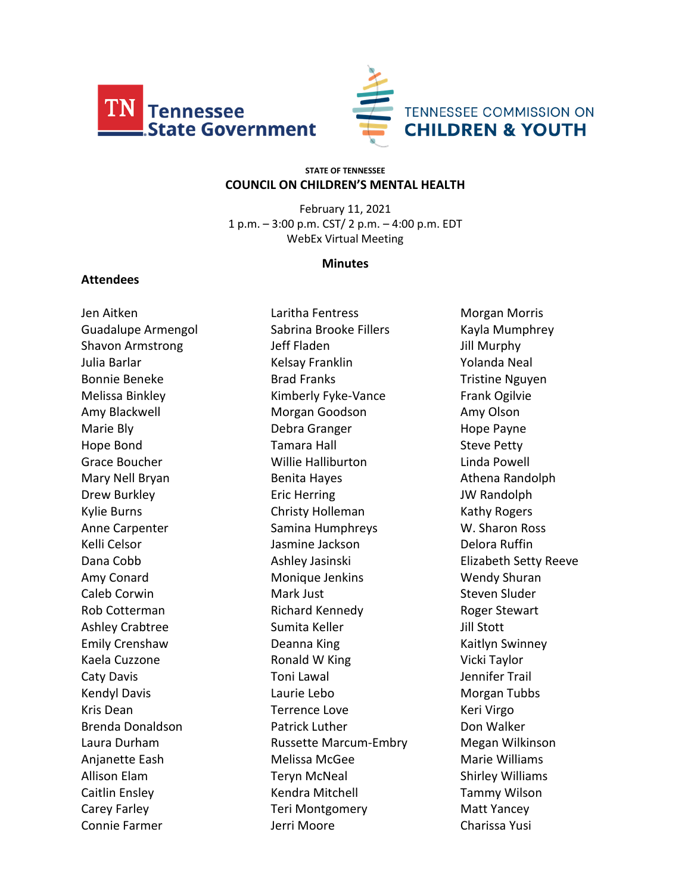Tennessee State Government

TENNESSEE COMMISSION ON CHILDREN & YOUTH

**STATE OF TENNESSEE**

# COUNCIL ON CHILDREN'S MENTAL HEALTH

February 11, 2021
1 p.m. – 3:00 p.m. CST/ 2 p.m. – 4:00 p.m. EDT
WebEx Virtual Meeting

## Minutes

### Attendees

Jen Aitken
Guadalupe Armengol
Shavon Armstrong
Julia Barlar
Bonnie Beneke
Melissa Binkley
Amy Blackwell
Marie Bly
Hope Bond
Grace Boucher
Mary Nell Bryan
Drew Burkley
Kylie Burns
Anne Carpenter
Kelli Celsor
Dana Cobb
Amy Conard
Caleb Corwin
Rob Cotterman
Ashley Crabtree
Emily Crenshaw
Kaela Cuzzone
Caty Davis
Kendyl Davis
Kris Dean
Brenda Donaldson
Laura Durham
Anjanette Eash
Allison Elam
Caitlin Ensley
Carey Farley
Connie Farmer
Laritha Fentress
Sabrina Brooke Fillers
Jeff Fladen
Kelsay Franklin
Brad Franks
Kimberly Fyke-Vance
Morgan Goodson
Debra Granger
Tamara Hall
Willie Halliburton
Benita Hayes
Eric Herring
Christy Holleman
Samina Humphreys
Jasmine Jackson
Ashley Jasinski
Monique Jenkins
Mark Just
Richard Kennedy
Sumita Keller
Deanna King
Ronald W King
Toni Lawal
Laurie Lebo
Terrence Love
Patrick Luther
Russette Marcum-Embry
Melissa McGee
Teryn McNeal
Kendra Mitchell
Teri Montgomery
Jerri Moore
Morgan Morris
Kayla Mumphrey
Jill Murphy
Yolanda Neal
Tristine Nguyen
Frank Ogilvie
Amy Olson
Hope Payne
Steve Petty
Linda Powell
Athena Randolph
JW Randolph
Kathy Rogers
W. Sharon Ross
Delora Ruffin
Elizabeth Setty Reeve
Wendy Shuran
Steven Sluder
Roger Stewart
Jill Stott
Kaitlyn Swinney
Vicki Taylor
Jennifer Trail
Morgan Tubbs
Keri Virgo
Don Walker
Megan Wilkinson
Marie Williams
Shirley Williams
Tammy Wilson
Matt Yancey
Charissa Yusi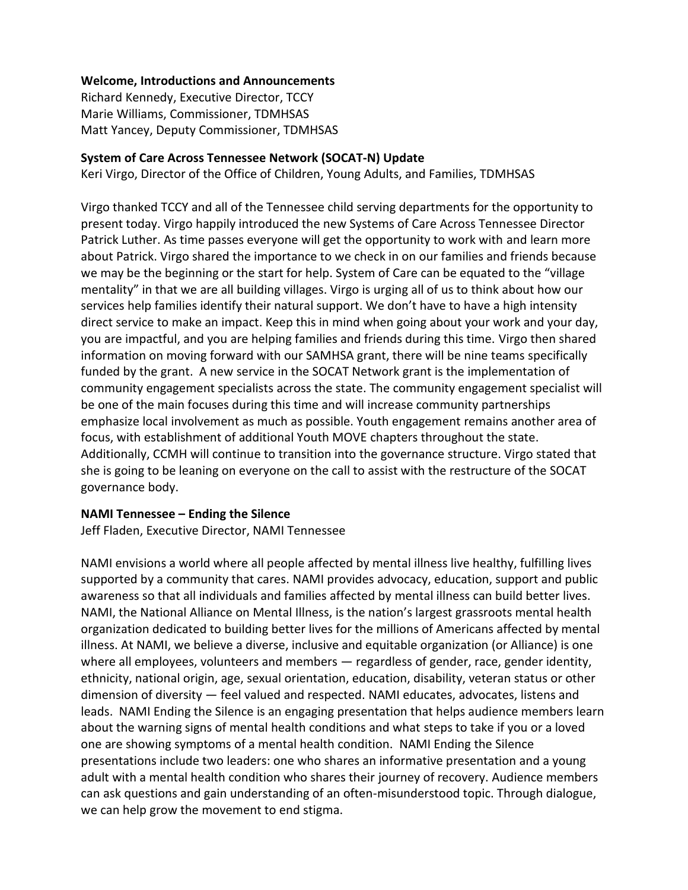**Welcome, Introductions and Announcements**
Richard Kennedy, Executive Director, TCCY
Marie Williams, Commissioner, TDMHSAS
Matt Yancey, Deputy Commissioner, TDMHSAS

**System of Care Across Tennessee Network (SOCAT-N) Update**
Keri Virgo, Director of the Office of Children, Young Adults, and Families, TDMHSAS

Virgo thanked TCCY and all of the Tennessee child serving departments for the opportunity to present today. Virgo happily introduced the new Systems of Care Across Tennessee Director Patrick Luther. As time passes everyone will get the opportunity to work with and learn more about Patrick. Virgo shared the importance to we check in on our families and friends because we may be the beginning or the start for help. System of Care can be equated to the "village mentality" in that we are all building villages. Virgo is urging all of us to think about how our services help families identify their natural support. We don't have to have a high intensity direct service to make an impact. Keep this in mind when going about your work and your day, you are impactful, and you are helping families and friends during this time. Virgo then shared information on moving forward with our SAMHSA grant, there will be nine teams specifically funded by the grant. A new service in the SOCAT Network grant is the implementation of community engagement specialists across the state. The community engagement specialist will be one of the main focuses during this time and will increase community partnerships emphasize local involvement as much as possible. Youth engagement remains another area of focus, with establishment of additional Youth MOVE chapters throughout the state. Additionally, CCMH will continue to transition into the governance structure. Virgo stated that she is going to be leaning on everyone on the call to assist with the restructure of the SOCAT governance body.

**NAMI Tennessee – Ending the Silence**
Jeff Fladen, Executive Director, NAMI Tennessee

NAMI envisions a world where all people affected by mental illness live healthy, fulfilling lives supported by a community that cares. NAMI provides advocacy, education, support and public awareness so that all individuals and families affected by mental illness can build better lives. NAMI, the National Alliance on Mental Illness, is the nation's largest grassroots mental health organization dedicated to building better lives for the millions of Americans affected by mental illness. At NAMI, we believe a diverse, inclusive and equitable organization (or Alliance) is one where all employees, volunteers and members — regardless of gender, race, gender identity, ethnicity, national origin, age, sexual orientation, education, disability, veteran status or other dimension of diversity — feel valued and respected. NAMI educates, advocates, listens and leads. NAMI Ending the Silence is an engaging presentation that helps audience members learn about the warning signs of mental health conditions and what steps to take if you or a loved one are showing symptoms of a mental health condition. NAMI Ending the Silence presentations include two leaders: one who shares an informative presentation and a young adult with a mental health condition who shares their journey of recovery. Audience members can ask questions and gain understanding of an often-misunderstood topic. Through dialogue, we can help grow the movement to end stigma.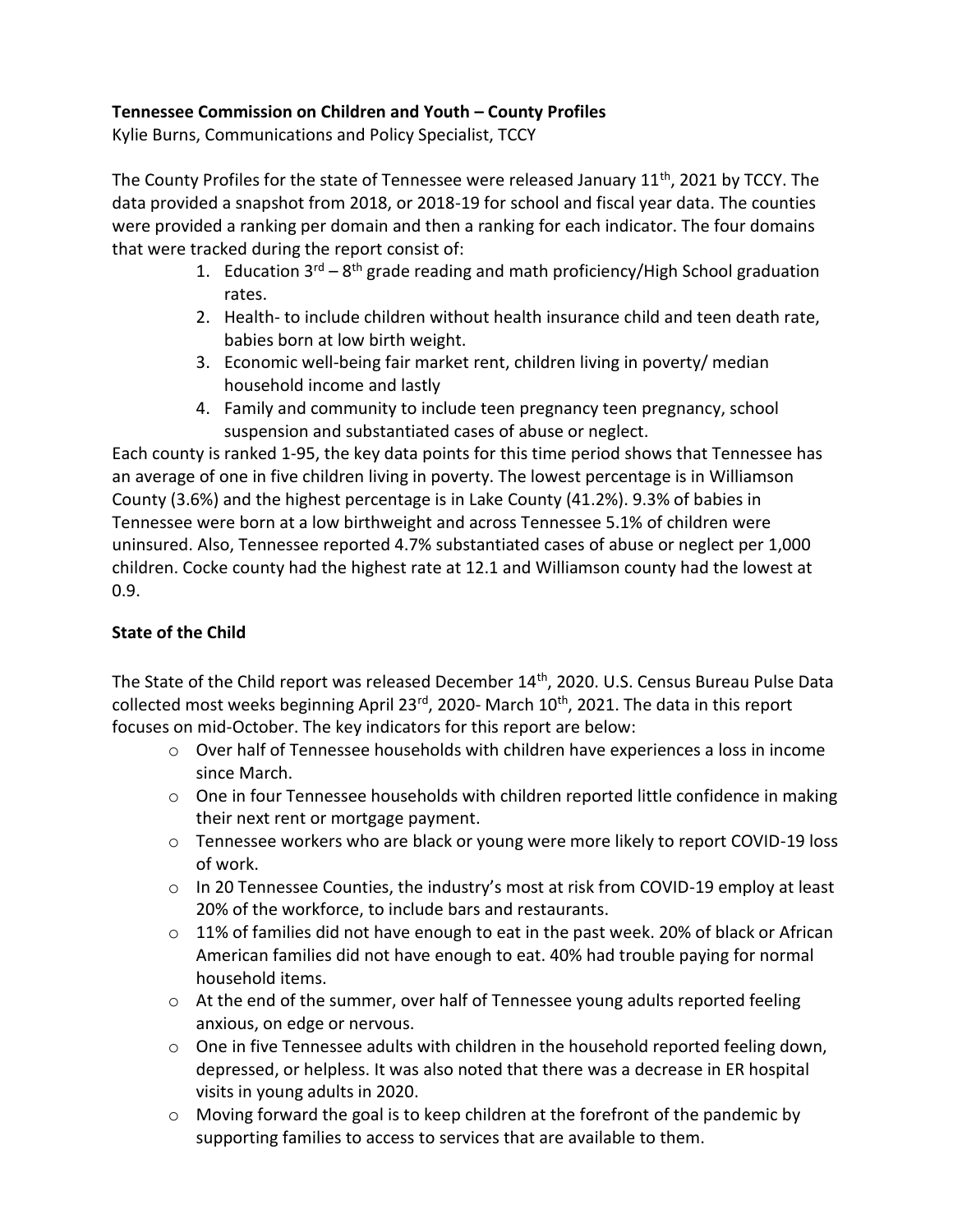**Tennessee Commission on Children and Youth – County Profiles**

Kylie Burns, Communications and Policy Specialist, TCCY

The County Profiles for the state of Tennessee were released January 11th, 2021 by TCCY. The data provided a snapshot from 2018, or 2018-19 for school and fiscal year data. The counties were provided a ranking per domain and then a ranking for each indicator. The four domains that were tracked during the report consist of:

1. Education 3rd – 8th grade reading and math proficiency/High School graduation rates.
2. Health- to include children without health insurance child and teen death rate, babies born at low birth weight.
3. Economic well-being fair market rent, children living in poverty/ median household income and lastly
4. Family and community to include teen pregnancy teen pregnancy, school suspension and substantiated cases of abuse or neglect.

Each county is ranked 1-95, the key data points for this time period shows that Tennessee has an average of one in five children living in poverty. The lowest percentage is in Williamson County (3.6%) and the highest percentage is in Lake County (41.2%). 9.3% of babies in Tennessee were born at a low birthweight and across Tennessee 5.1% of children were uninsured. Also, Tennessee reported 4.7% substantiated cases of abuse or neglect per 1,000 children. Cocke county had the highest rate at 12.1 and Williamson county had the lowest at 0.9.

**State of the Child**

The State of the Child report was released December 14th, 2020. U.S. Census Bureau Pulse Data collected most weeks beginning April 23rd, 2020- March 10th, 2021. The data in this report focuses on mid-October. The key indicators for this report are below:

- Over half of Tennessee households with children have experiences a loss in income since March.
- One in four Tennessee households with children reported little confidence in making their next rent or mortgage payment.
- Tennessee workers who are black or young were more likely to report COVID-19 loss of work.
- In 20 Tennessee Counties, the industry's most at risk from COVID-19 employ at least 20% of the workforce, to include bars and restaurants.
- 11% of families did not have enough to eat in the past week. 20% of black or African American families did not have enough to eat. 40% had trouble paying for normal household items.
- At the end of the summer, over half of Tennessee young adults reported feeling anxious, on edge or nervous.
- One in five Tennessee adults with children in the household reported feeling down, depressed, or helpless. It was also noted that there was a decrease in ER hospital visits in young adults in 2020.
- Moving forward the goal is to keep children at the forefront of the pandemic by supporting families to access to services that are available to them.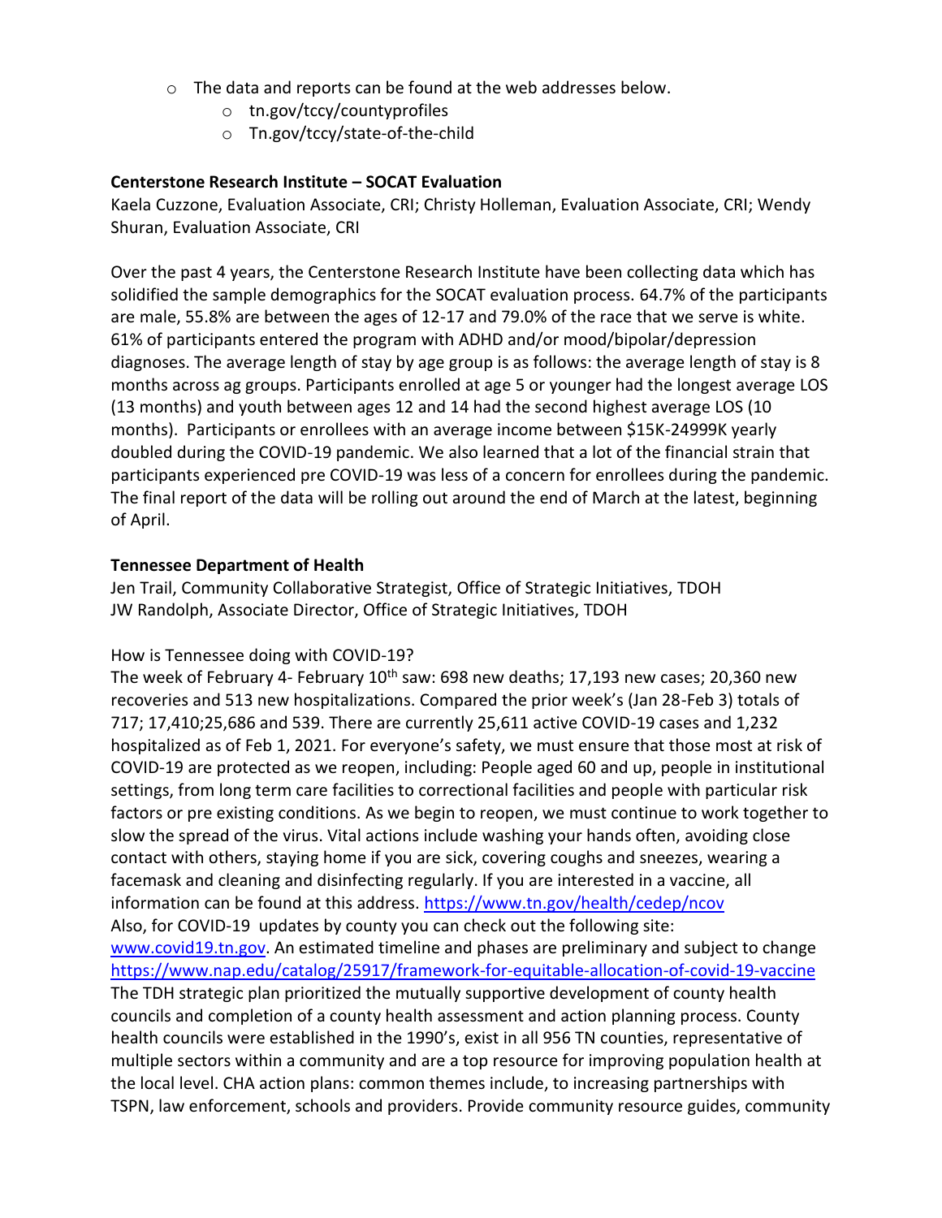- The data and reports can be found at the web addresses below.
  - tn.gov/tccy/countyprofiles
  - Tn.gov/tccy/state-of-the-child

**Centerstone Research Institute – SOCAT Evaluation**

Kaela Cuzzone, Evaluation Associate, CRI; Christy Holleman, Evaluation Associate, CRI; Wendy Shuran, Evaluation Associate, CRI

Over the past 4 years, the Centerstone Research Institute have been collecting data which has solidified the sample demographics for the SOCAT evaluation process. 64.7% of the participants are male, 55.8% are between the ages of 12-17 and 79.0% of the race that we serve is white. 61% of participants entered the program with ADHD and/or mood/bipolar/depression diagnoses. The average length of stay by age group is as follows: the average length of stay is 8 months across ag groups. Participants enrolled at age 5 or younger had the longest average LOS (13 months) and youth between ages 12 and 14 had the second highest average LOS (10 months). Participants or enrollees with an average income between $15K-24999K yearly doubled during the COVID-19 pandemic. We also learned that a lot of the financial strain that participants experienced pre COVID-19 was less of a concern for enrollees during the pandemic. The final report of the data will be rolling out around the end of March at the latest, beginning of April.

**Tennessee Department of Health**

Jen Trail, Community Collaborative Strategist, Office of Strategic Initiatives, TDOH
JW Randolph, Associate Director, Office of Strategic Initiatives, TDOH

How is Tennessee doing with COVID-19?
The week of February 4- February 10th saw: 698 new deaths; 17,193 new cases; 20,360 new recoveries and 513 new hospitalizations. Compared the prior week's (Jan 28-Feb 3) totals of 717; 17,410;25,686 and 539. There are currently 25,611 active COVID-19 cases and 1,232 hospitalized as of Feb 1, 2021. For everyone's safety, we must ensure that those most at risk of COVID-19 are protected as we reopen, including: People aged 60 and up, people in institutional settings, from long term care facilities to correctional facilities and people with particular risk factors or pre existing conditions. As we begin to reopen, we must continue to work together to slow the spread of the virus. Vital actions include washing your hands often, avoiding close contact with others, staying home if you are sick, covering coughs and sneezes, wearing a facemask and cleaning and disinfecting regularly. If you are interested in a vaccine, all information can be found at this address. https://www.tn.gov/health/cedep/ncov
Also, for COVID-19 updates by county you can check out the following site: www.covid19.tn.gov. An estimated timeline and phases are preliminary and subject to change https://www.nap.edu/catalog/25917/framework-for-equitable-allocation-of-covid-19-vaccine
The TDH strategic plan prioritized the mutually supportive development of county health councils and completion of a county health assessment and action planning process. County health councils were established in the 1990's, exist in all 956 TN counties, representative of multiple sectors within a community and are a top resource for improving population health at the local level. CHA action plans: common themes include, to increasing partnerships with TSPN, law enforcement, schools and providers. Provide community resource guides, community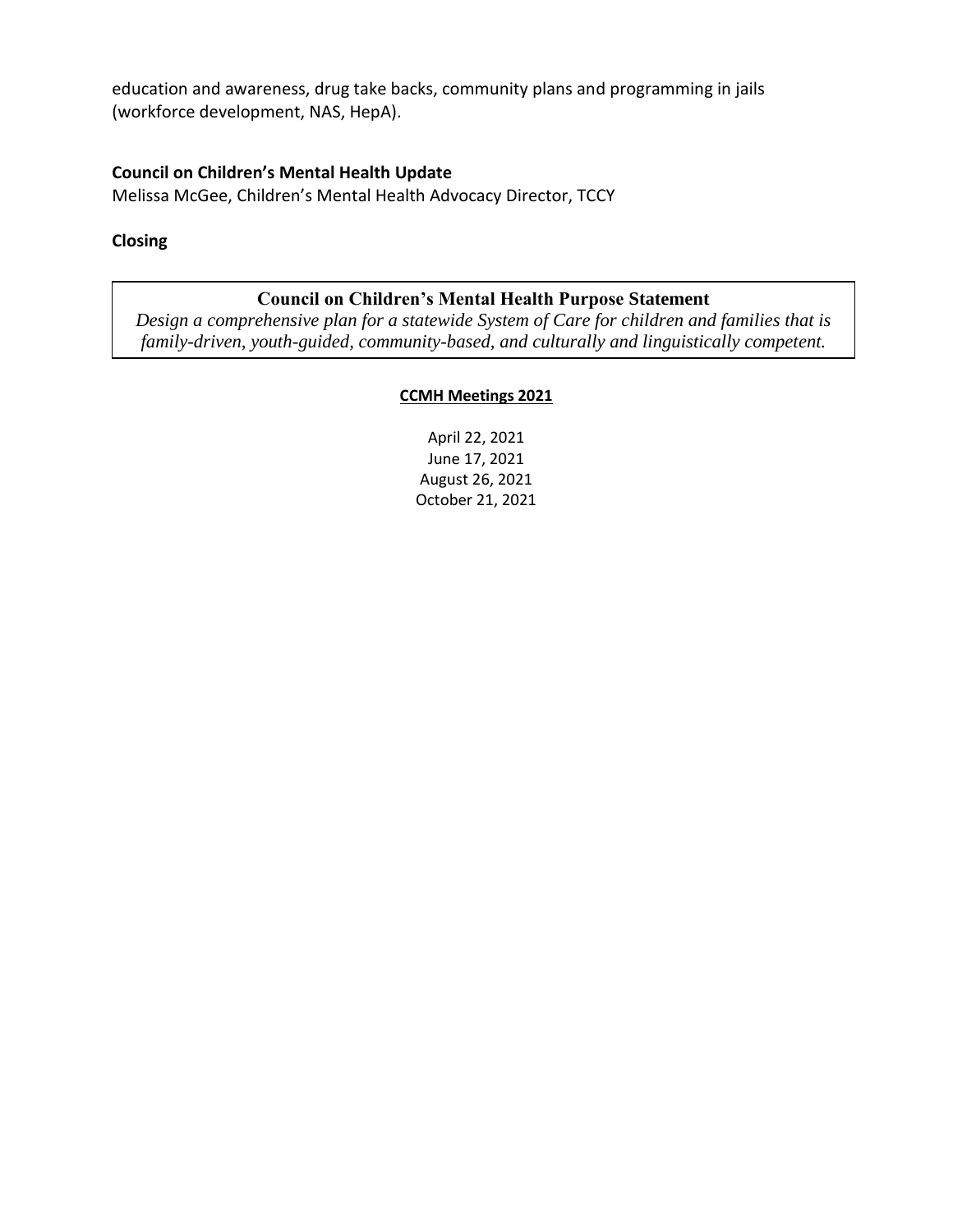education and awareness, drug take backs, community plans and programming in jails (workforce development, NAS, HepA).

**Council on Children's Mental Health Update**
Melissa McGee, Children's Mental Health Advocacy Director, TCCY

**Closing**

**Council on Children's Mental Health Purpose Statement**
*Design a comprehensive plan for a statewide System of Care for children and families that is family-driven, youth-guided, community-based, and culturally and linguistically competent.*

**CCMH Meetings 2021**

April 22, 2021
June 17, 2021
August 26, 2021
October 21, 2021